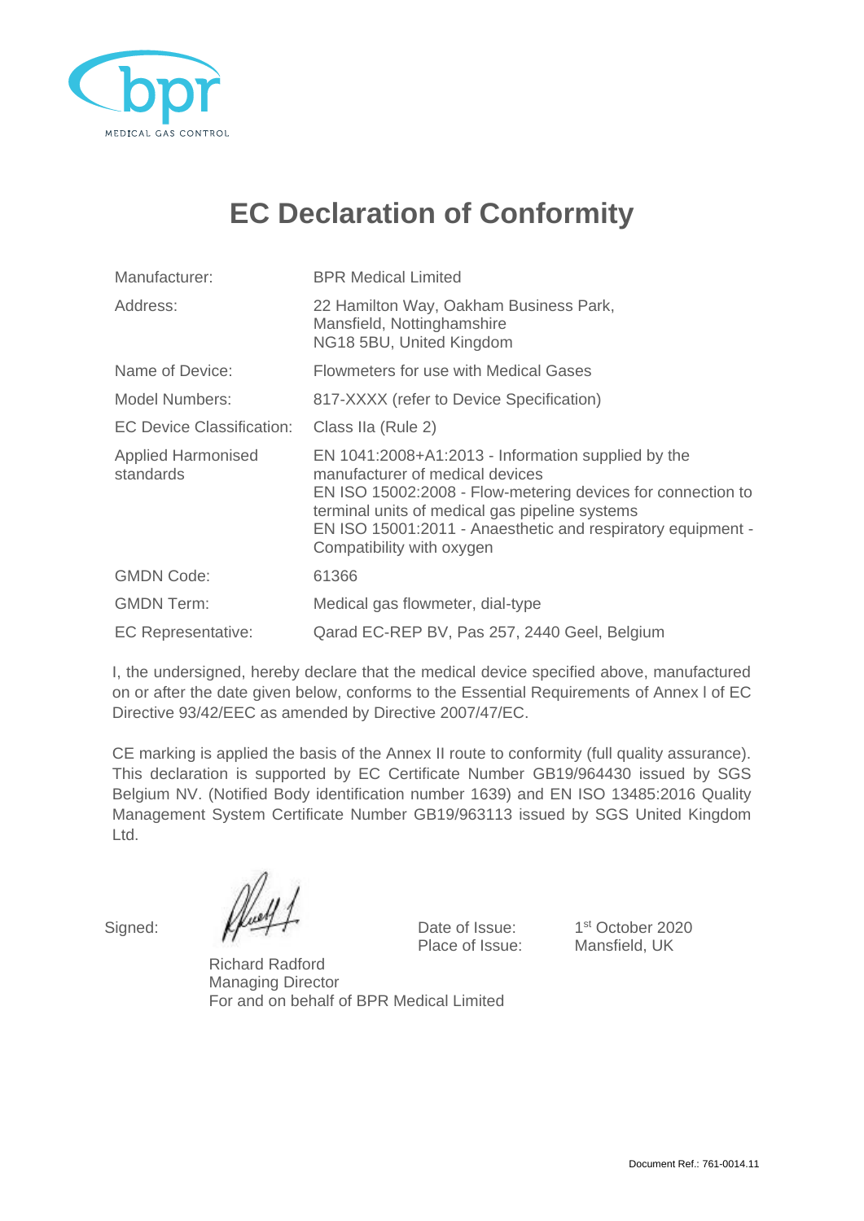bpr
MEDICAL GAS CONTROL

# EC Declaration of Conformity

| | |
|---|---|
| Manufacturer: | BPR Medical Limited |
| Address: | 22 Hamilton Way, Oakham Business Park, Mansfield, Nottinghamshire NG18 5BU, United Kingdom |
| Name of Device: | Flowmeters for use with Medical Gases |
| Model Numbers: | 817-XXXX (refer to Device Specification) |
| EC Device Classification: | Class IIa (Rule 2) |
| Applied Harmonised standards | EN 1041:2008+A1:2013 - Information supplied by the manufacturer of medical devices<br>EN ISO 15002:2008 - Flow-metering devices for connection to terminal units of medical gas pipeline systems<br>EN ISO 15001:2011 - Anaesthetic and respiratory equipment - Compatibility with oxygen |
| GMDN Code: | 61366 |
| GMDN Term: | Medical gas flowmeter, dial-type |
| EC Representative: | Qarad EC-REP BV, Pas 257, 2440 Geel, Belgium |

I, the undersigned, hereby declare that the medical device specified above, manufactured on or after the date given below, conforms to the Essential Requirements of Annex I of EC Directive 93/42/EEC as amended by Directive 2007/47/EC.

CE marking is applied the basis of the Annex II route to conformity (full quality assurance). This declaration is supported by EC Certificate Number GB19/964430 issued by SGS Belgium NV. (Notified Body identification number 1639) and EN ISO 13485:2016 Quality Management System Certificate Number GB19/963113 issued by SGS United Kingdom Ltd.

Signed:

Richard Radford
Managing Director
For and on behalf of BPR Medical Limited

Date of Issue: 1st October 2020
Place of Issue: Mansfield, UK

Document Ref.: 761-0014.11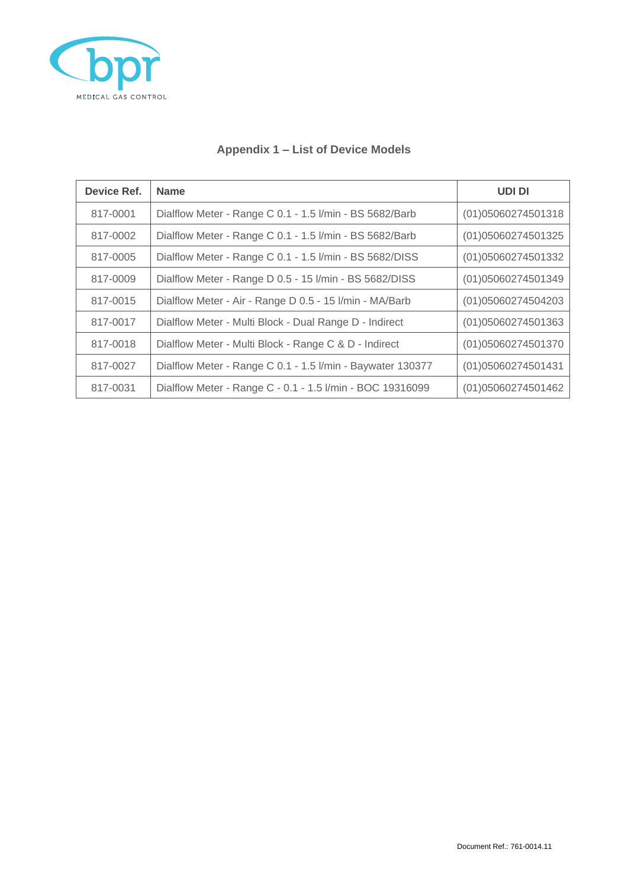## Appendix 1 – List of Device Models

| Device Ref. | Name | UDI DI |
| --- | --- | --- |
| 817-0001 | Dialflow Meter - Range C 0.1 - 1.5 l/min - BS 5682/Barb | (01)05060274501318 |
| 817-0002 | Dialflow Meter - Range C 0.1 - 1.5 l/min - BS 5682/Barb | (01)05060274501325 |
| 817-0005 | Dialflow Meter - Range C 0.1 - 1.5 l/min - BS 5682/DISS | (01)05060274501332 |
| 817-0009 | Dialflow Meter - Range D 0.5 - 15 l/min - BS 5682/DISS | (01)05060274501349 |
| 817-0015 | Dialflow Meter - Air - Range D 0.5 - 15 l/min - MA/Barb | (01)05060274504203 |
| 817-0017 | Dialflow Meter - Multi Block - Dual Range D - Indirect | (01)05060274501363 |
| 817-0018 | Dialflow Meter - Multi Block - Range C & D - Indirect | (01)05060274501370 |
| 817-0027 | Dialflow Meter - Range C 0.1 - 1.5 l/min - Baywater 130377 | (01)05060274501431 |
| 817-0031 | Dialflow Meter - Range C - 0.1 - 1.5 l/min - BOC 19316099 | (01)05060274501462 |

Document Ref.: 761-0014.11